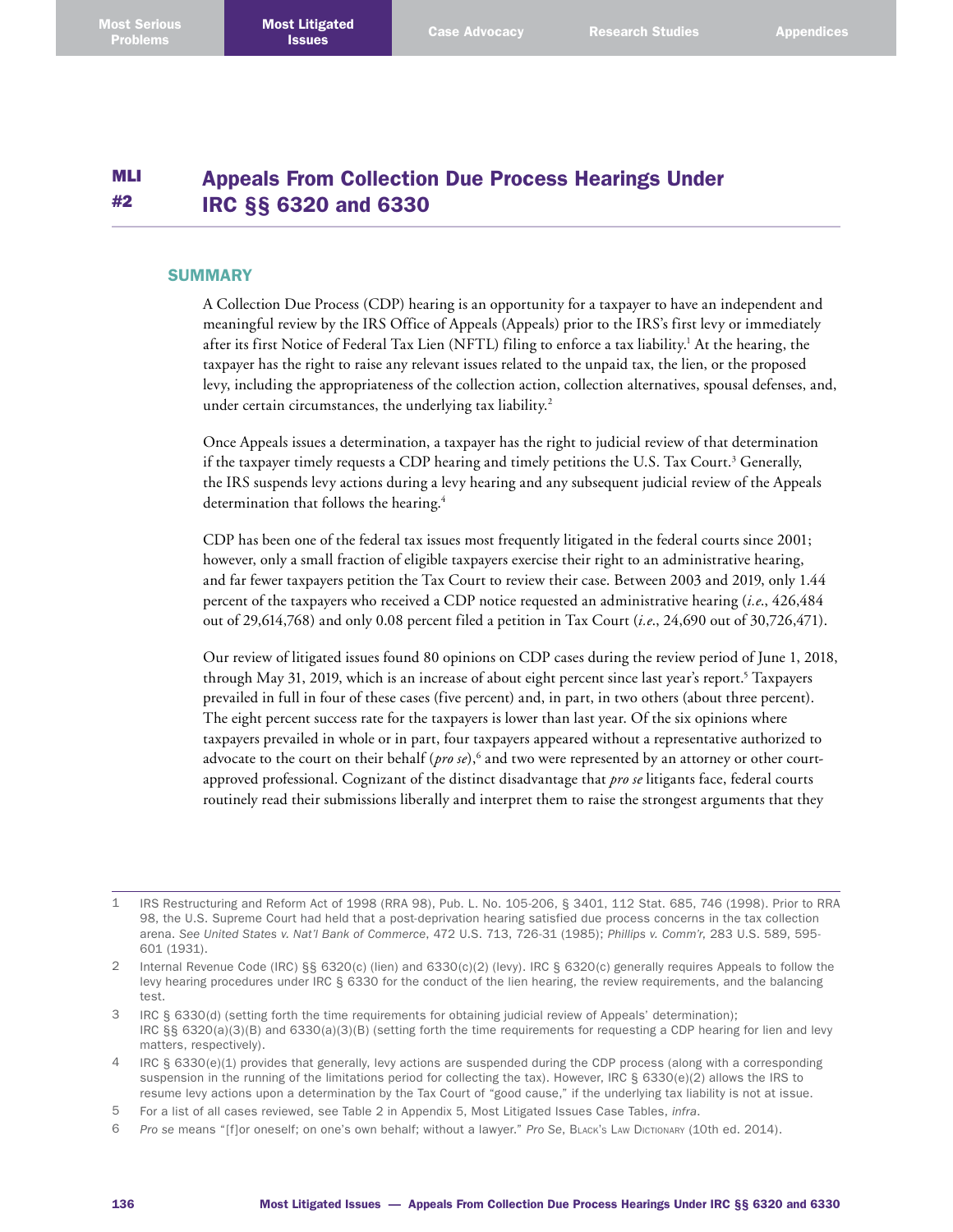# MLI #2 Appeals From Collection Due Process Hearings Under IRC §§ 6320 and 6330

## SUMMARY

A Collection Due Process (CDP) hearing is an opportunity for a taxpayer to have an independent and meaningful review by the IRS Office of Appeals (Appeals) prior to the IRS's first levy or immediately after its first Notice of Federal Tax Lien (NFTL) filing to enforce a tax liability.[1] At the hearing, the taxpayer has the right to raise any relevant issues related to the unpaid tax, the lien, or the proposed levy, including the appropriateness of the collection action, collection alternatives, spousal defenses, and, under certain circumstances, the underlying tax liability.[2]

Once Appeals issues a determination, a taxpayer has the right to judicial review of that determination if the taxpayer timely requests a CDP hearing and timely petitions the U.S. Tax Court.[3] Generally, the IRS suspends levy actions during a levy hearing and any subsequent judicial review of the Appeals determination that follows the hearing.[4]

CDP has been one of the federal tax issues most frequently litigated in the federal courts since 2001; however, only a small fraction of eligible taxpayers exercise their right to an administrative hearing, and far fewer taxpayers petition the Tax Court to review their case. Between 2003 and 2019, only 1.44 percent of the taxpayers who received a CDP notice requested an administrative hearing (*i.e.*, 426,484 out of 29,614,768) and only 0.08 percent filed a petition in Tax Court (*i.e.*, 24,690 out of 30,726,471).

Our review of litigated issues found 80 opinions on CDP cases during the review period of June 1, 2018, through May 31, 2019, which is an increase of about eight percent since last year's report.[5] Taxpayers prevailed in full in four of these cases (five percent) and, in part, in two others (about three percent). The eight percent success rate for the taxpayers is lower than last year. Of the six opinions where taxpayers prevailed in whole or in part, four taxpayers appeared without a representative authorized to advocate to the court on their behalf (*pro se*),[6] and two were represented by an attorney or other court-approved professional. Cognizant of the distinct disadvantage that *pro se* litigants face, federal courts routinely read their submissions liberally and interpret them to raise the strongest arguments that they

---

1 IRS Restructuring and Reform Act of 1998 (RRA 98), Pub. L. No. 105-206, § 3401, 112 Stat. 685, 746 (1998). Prior to RRA 98, the U.S. Supreme Court had held that a post-deprivation hearing satisfied due process concerns in the tax collection arena. *See United States v. Nat'l Bank of Commerce*, 472 U.S. 713, 726-31 (1985); *Phillips v. Comm'r*, 283 U.S. 589, 595-601 (1931).

2 Internal Revenue Code (IRC) §§ 6320(c) (lien) and 6330(c)(2) (levy). IRC § 6320(c) generally requires Appeals to follow the levy hearing procedures under IRC § 6330 for the conduct of the lien hearing, the review requirements, and the balancing test.

3 IRC § 6330(d) (setting forth the time requirements for obtaining judicial review of Appeals' determination); IRC §§ 6320(a)(3)(B) and 6330(a)(3)(B) (setting forth the time requirements for requesting a CDP hearing for lien and levy matters, respectively).

4 IRC § 6330(e)(1) provides that generally, levy actions are suspended during the CDP process (along with a corresponding suspension in the running of the limitations period for collecting the tax). However, IRC § 6330(e)(2) allows the IRS to resume levy actions upon a determination by the Tax Court of "good cause," if the underlying tax liability is not at issue.

5 For a list of all cases reviewed, see Table 2 in Appendix 5, Most Litigated Issues Case Tables, *infra*.

6 *Pro se* means "[f]or oneself; on one's own behalf; without a lawyer." *Pro Se*, Black's Law Dictionary (10th ed. 2014).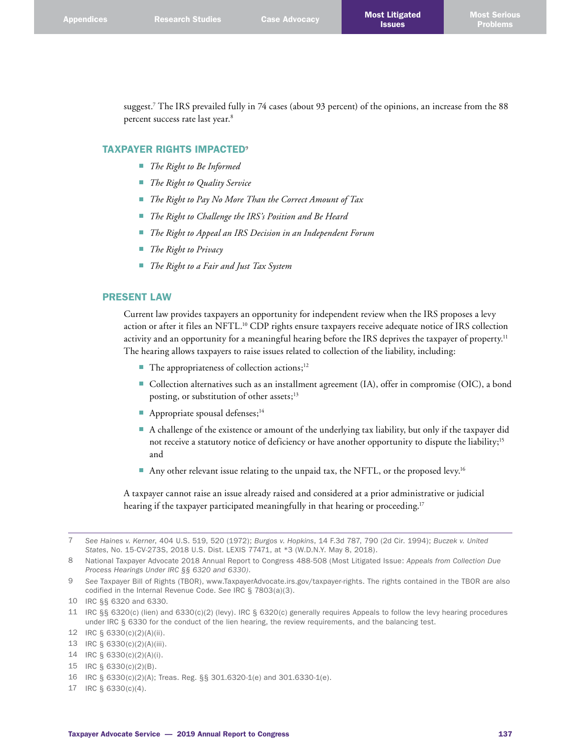suggest.[7] The IRS prevailed fully in 74 cases (about 93 percent) of the opinions, an increase from the 88 percent success rate last year.[8]

## TAXPAYER RIGHTS IMPACTED[9]

- *The Right to Be Informed*
- *The Right to Quality Service*
- *The Right to Pay No More Than the Correct Amount of Tax*
- *The Right to Challenge the IRS's Position and Be Heard*
- *The Right to Appeal an IRS Decision in an Independent Forum*
- *The Right to Privacy*
- *The Right to a Fair and Just Tax System*

## PRESENT LAW

Current law provides taxpayers an opportunity for independent review when the IRS proposes a levy action or after it files an NFTL.[10] CDP rights ensure taxpayers receive adequate notice of IRS collection activity and an opportunity for a meaningful hearing before the IRS deprives the taxpayer of property.[11] The hearing allows taxpayers to raise issues related to collection of the liability, including:

- The appropriateness of collection actions;[12]
- Collection alternatives such as an installment agreement (IA), offer in compromise (OIC), a bond posting, or substitution of other assets;[13]
- Appropriate spousal defenses;[14]
- A challenge of the existence or amount of the underlying tax liability, but only if the taxpayer did not receive a statutory notice of deficiency or have another opportunity to dispute the liability;[15] and
- Any other relevant issue relating to the unpaid tax, the NFTL, or the proposed levy.[16]

A taxpayer cannot raise an issue already raised and considered at a prior administrative or judicial hearing if the taxpayer participated meaningfully in that hearing or proceeding.[17]

---

7 *See Haines v. Kerner*, 404 U.S. 519, 520 (1972); *Burgos v. Hopkins*, 14 F.3d 787, 790 (2d Cir. 1994); *Buczek v. United States*, No. 15-CV-273S, 2018 U.S. Dist. LEXIS 77471, at *3 (W.D.N.Y. May 8, 2018).

8 National Taxpayer Advocate 2018 Annual Report to Congress 488-508 (Most Litigated Issue: *Appeals from Collection Due Process Hearings Under IRC §§ 6320 and 6330*).

9 *See* Taxpayer Bill of Rights (TBOR), www.TaxpayerAdvocate.irs.gov/taxpayer-rights. The rights contained in the TBOR are also codified in the Internal Revenue Code. *See* IRC § 7803(a)(3).

10 IRC §§ 6320 and 6330.

11 IRC §§ 6320(c) (lien) and 6330(c)(2) (levy). IRC § 6320(c) generally requires Appeals to follow the levy hearing procedures under IRC § 6330 for the conduct of the lien hearing, the review requirements, and the balancing test.

12 IRC § 6330(c)(2)(A)(ii).

13 IRC § 6330(c)(2)(A)(iii).

14 IRC § 6330(c)(2)(A)(i).

15 IRC § 6330(c)(2)(B).

16 IRC § 6330(c)(2)(A); Treas. Reg. §§ 301.6320-1(e) and 301.6330-1(e).

17 IRC § 6330(c)(4).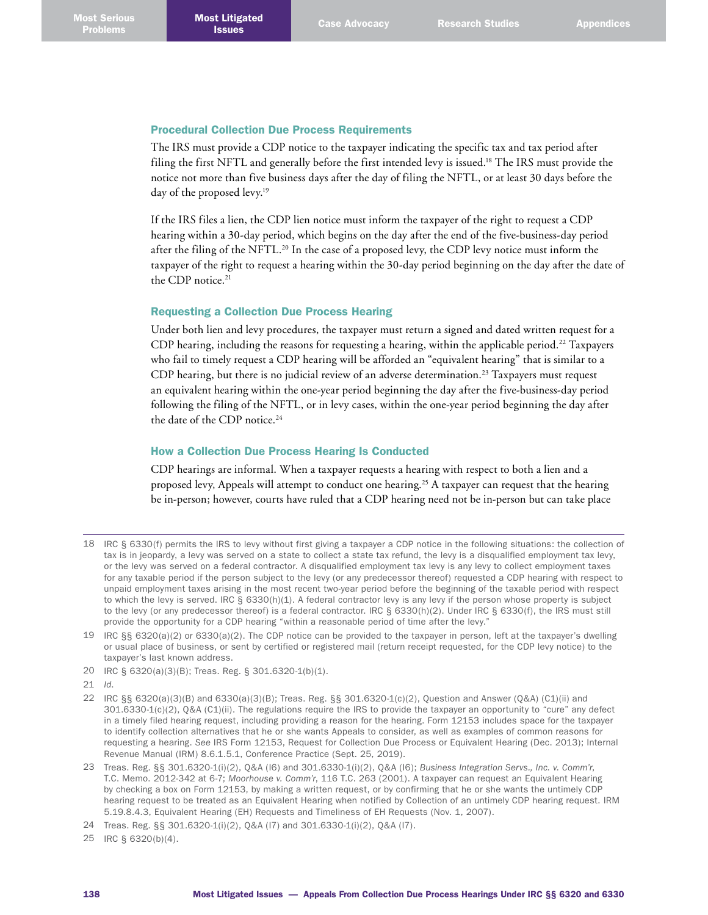### Procedural Collection Due Process Requirements

The IRS must provide a CDP notice to the taxpayer indicating the specific tax and tax period after filing the first NFTL and generally before the first intended levy is issued.[18] The IRS must provide the notice not more than five business days after the day of filing the NFTL, or at least 30 days before the day of the proposed levy.[19]

If the IRS files a lien, the CDP lien notice must inform the taxpayer of the right to request a CDP hearing within a 30-day period, which begins on the day after the end of the five-business-day period after the filing of the NFTL.[20] In the case of a proposed levy, the CDP levy notice must inform the taxpayer of the right to request a hearing within the 30-day period beginning on the day after the date of the CDP notice.[21]

### Requesting a Collection Due Process Hearing

Under both lien and levy procedures, the taxpayer must return a signed and dated written request for a CDP hearing, including the reasons for requesting a hearing, within the applicable period.[22] Taxpayers who fail to timely request a CDP hearing will be afforded an "equivalent hearing" that is similar to a CDP hearing, but there is no judicial review of an adverse determination.[23] Taxpayers must request an equivalent hearing within the one-year period beginning the day after the five-business-day period following the filing of the NFTL, or in levy cases, within the one-year period beginning the day after the date of the CDP notice.[24]

### How a Collection Due Process Hearing Is Conducted

CDP hearings are informal. When a taxpayer requests a hearing with respect to both a lien and a proposed levy, Appeals will attempt to conduct one hearing.[25] A taxpayer can request that the hearing be in-person; however, courts have ruled that a CDP hearing need not be in-person but can take place

---

18 IRC § 6330(f) permits the IRS to levy without first giving a taxpayer a CDP notice in the following situations: the collection of tax is in jeopardy, a levy was served on a state to collect a state tax refund, the levy is a disqualified employment tax levy, or the levy was served on a federal contractor. A disqualified employment tax levy is any levy to collect employment taxes for any taxable period if the person subject to the levy (or any predecessor thereof) requested a CDP hearing with respect to unpaid employment taxes arising in the most recent two-year period before the beginning of the taxable period with respect to which the levy is served. IRC § 6330(h)(1). A federal contractor levy is any levy if the person whose property is subject to the levy (or any predecessor thereof) is a federal contractor. IRC § 6330(h)(2). Under IRC § 6330(f), the IRS must still provide the opportunity for a CDP hearing "within a reasonable period of time after the levy."

19 IRC §§ 6320(a)(2) or 6330(a)(2). The CDP notice can be provided to the taxpayer in person, left at the taxpayer's dwelling or usual place of business, or sent by certified or registered mail (return receipt requested, for the CDP levy notice) to the taxpayer's last known address.

20 IRC § 6320(a)(3)(B); Treas. Reg. § 301.6320-1(b)(1).

21 *Id.*

22 IRC §§ 6320(a)(3)(B) and 6330(a)(3)(B); Treas. Reg. §§ 301.6320-1(c)(2), Question and Answer (Q&A) (C1)(ii) and 301.6330-1(c)(2), Q&A (C1)(ii). The regulations require the IRS to provide the taxpayer an opportunity to "cure" any defect in a timely filed hearing request, including providing a reason for the hearing. Form 12153 includes space for the taxpayer to identify collection alternatives that he or she wants Appeals to consider, as well as examples of common reasons for requesting a hearing. *See* IRS Form 12153, Request for Collection Due Process or Equivalent Hearing (Dec. 2013); Internal Revenue Manual (IRM) 8.6.1.5.1, Conference Practice (Sept. 25, 2019).

23 Treas. Reg. §§ 301.6320-1(i)(2), Q&A (I6) and 301.6330-1(i)(2), Q&A (I6); *Business Integration Servs., Inc. v. Comm'r*, T.C. Memo. 2012-342 at 6-7; *Moorhouse v. Comm'r*, 116 T.C. 263 (2001). A taxpayer can request an Equivalent Hearing by checking a box on Form 12153, by making a written request, or by confirming that he or she wants the untimely CDP hearing request to be treated as an Equivalent Hearing when notified by Collection of an untimely CDP hearing request. IRM 5.19.8.4.3, Equivalent Hearing (EH) Requests and Timeliness of EH Requests (Nov. 1, 2007).

24 Treas. Reg. §§ 301.6320-1(i)(2), Q&A (I7) and 301.6330-1(i)(2), Q&A (I7).

25 IRC § 6320(b)(4).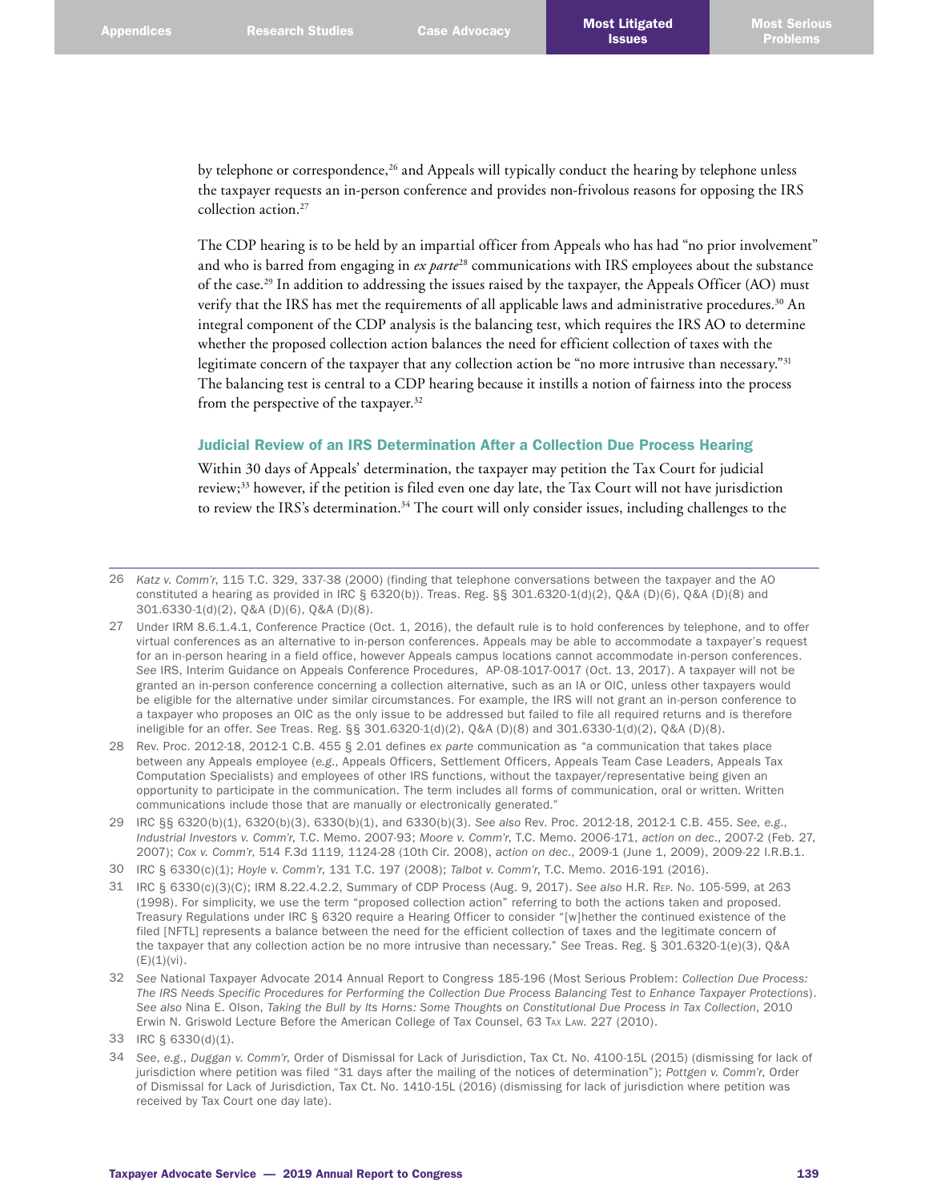by telephone or correspondence,[26] and Appeals will typically conduct the hearing by telephone unless the taxpayer requests an in-person conference and provides non-frivolous reasons for opposing the IRS collection action.[27]

The CDP hearing is to be held by an impartial officer from Appeals who has had "no prior involvement" and who is barred from engaging in *ex parte*[28] communications with IRS employees about the substance of the case.[29] In addition to addressing the issues raised by the taxpayer, the Appeals Officer (AO) must verify that the IRS has met the requirements of all applicable laws and administrative procedures.[30] An integral component of the CDP analysis is the balancing test, which requires the IRS AO to determine whether the proposed collection action balances the need for efficient collection of taxes with the legitimate concern of the taxpayer that any collection action be "no more intrusive than necessary."[31] The balancing test is central to a CDP hearing because it instills a notion of fairness into the process from the perspective of the taxpayer.[32]

### Judicial Review of an IRS Determination After a Collection Due Process Hearing

Within 30 days of Appeals' determination, the taxpayer may petition the Tax Court for judicial review;[33] however, if the petition is filed even one day late, the Tax Court will not have jurisdiction to review the IRS's determination.[34] The court will only consider issues, including challenges to the

---

26 *Katz v. Comm'r*, 115 T.C. 329, 337-38 (2000) (finding that telephone conversations between the taxpayer and the AO constituted a hearing as provided in IRC § 6320(b)). Treas. Reg. §§ 301.6320-1(d)(2), Q&A (D)(6), Q&A (D)(8) and 301.6330-1(d)(2), Q&A (D)(6), Q&A (D)(8).

27 Under IRM 8.6.1.4.1, Conference Practice (Oct. 1, 2016), the default rule is to hold conferences by telephone, and to offer virtual conferences as an alternative to in-person conferences. Appeals may be able to accommodate a taxpayer's request for an in-person hearing in a field office, however Appeals campus locations cannot accommodate in-person conferences. *See* IRS, Interim Guidance on Appeals Conference Procedures, AP-08-1017-0017 (Oct. 13, 2017). A taxpayer will not be granted an in-person conference concerning a collection alternative, such as an IA or OIC, unless other taxpayers would be eligible for the alternative under similar circumstances. For example, the IRS will not grant an in-person conference to a taxpayer who proposes an OIC as the only issue to be addressed but failed to file all required returns and is therefore ineligible for an offer. *See* Treas. Reg. §§ 301.6320-1(d)(2), Q&A (D)(8) and 301.6330-1(d)(2), Q&A (D)(8).

28 Rev. Proc. 2012-18, 2012-1 C.B. 455 § 2.01 defines *ex parte* communication as "a communication that takes place between any Appeals employee (*e.g.*, Appeals Officers, Settlement Officers, Appeals Team Case Leaders, Appeals Tax Computation Specialists) and employees of other IRS functions, without the taxpayer/representative being given an opportunity to participate in the communication. The term includes all forms of communication, oral or written. Written communications include those that are manually or electronically generated."

29 IRC §§ 6320(b)(1), 6320(b)(3), 6330(b)(1), and 6330(b)(3). *See also* Rev. Proc. 2012-18, 2012-1 C.B. 455. *See, e.g.*, *Industrial Investors v. Comm'r*, T.C. Memo. 2007-93; *Moore v. Comm'r*, T.C. Memo. 2006-171, *action on dec*., 2007-2 (Feb. 27, 2007); *Cox v. Comm'r*, 514 F.3d 1119, 1124-28 (10th Cir. 2008), *action on dec*., 2009-1 (June 1, 2009), 2009-22 I.R.B.1.

30 IRC § 6330(c)(1); *Hoyle v. Comm'r*, 131 T.C. 197 (2008); *Talbot v. Comm'r*, T.C. Memo. 2016-191 (2016).

31 IRC § 6330(c)(3)(C); IRM 8.22.4.2.2, Summary of CDP Process (Aug. 9, 2017). *See also* H.R. Rep. No. 105-599, at 263 (1998). For simplicity, we use the term "proposed collection action" referring to both the actions taken and proposed. Treasury Regulations under IRC § 6320 require a Hearing Officer to consider "[w]hether the continued existence of the filed [NFTL] represents a balance between the need for the efficient collection of taxes and the legitimate concern of the taxpayer that any collection action be no more intrusive than necessary." *See* Treas. Reg. § 301.6320-1(e)(3), Q&A (E)(1)(vi).

32 *See* National Taxpayer Advocate 2014 Annual Report to Congress 185-196 (Most Serious Problem: *Collection Due Process: The IRS Needs Specific Procedures for Performing the Collection Due Process Balancing Test to Enhance Taxpayer Protections*). *See also* Nina E. Olson, *Taking the Bull by Its Horns: Some Thoughts on Constitutional Due Process in Tax Collection*, 2010 Erwin N. Griswold Lecture Before the American College of Tax Counsel, 63 Tax Law. 227 (2010).

33 IRC § 6330(d)(1).

34 *See, e.g.*, *Duggan v. Comm'r*, Order of Dismissal for Lack of Jurisdiction, Tax Ct. No. 4100-15L (2015) (dismissing for lack of jurisdiction where petition was filed "31 days after the mailing of the notices of determination"); *Pottgen v. Comm'r*, Order of Dismissal for Lack of Jurisdiction, Tax Ct. No. 1410-15L (2016) (dismissing for lack of jurisdiction where petition was received by Tax Court one day late).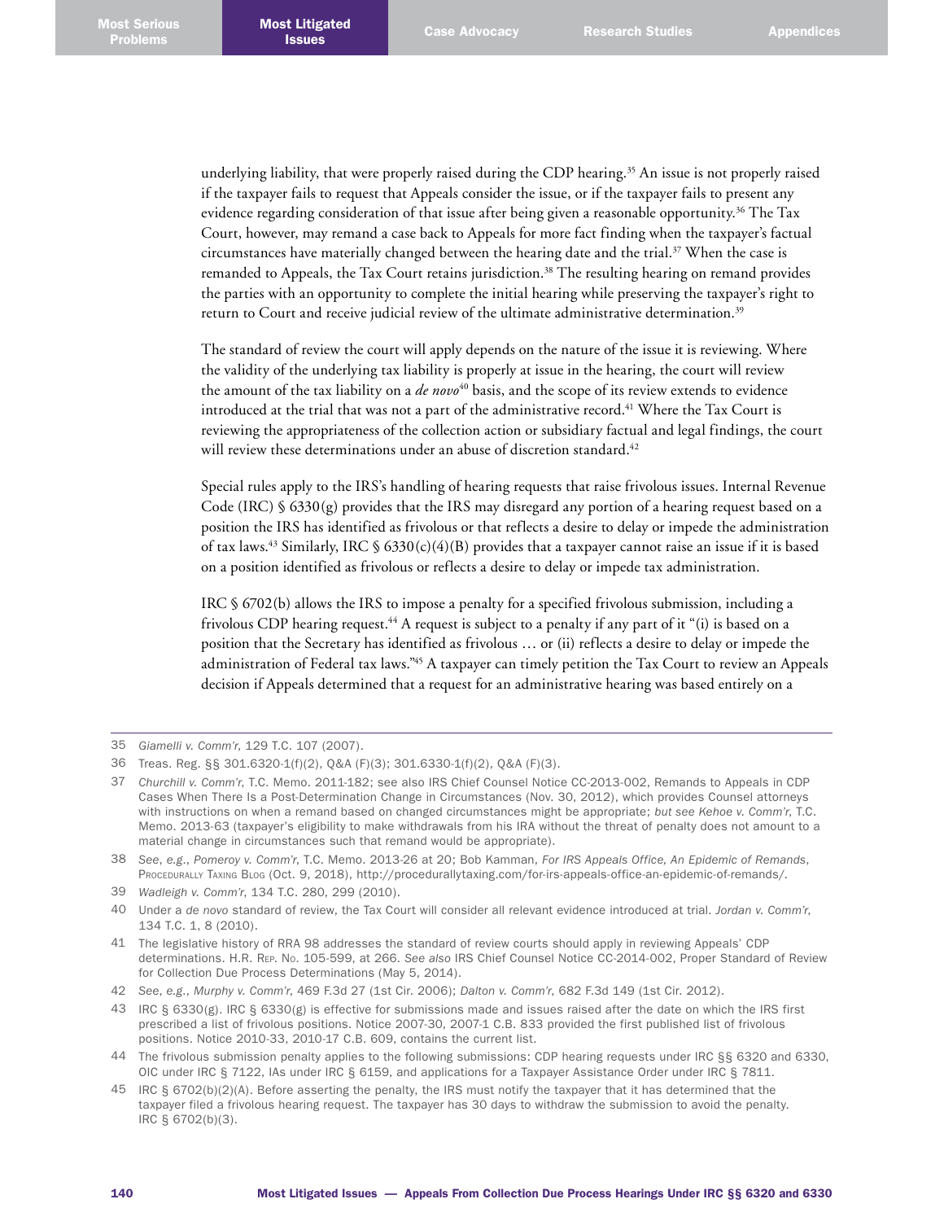underlying liability, that were properly raised during the CDP hearing.[35] An issue is not properly raised if the taxpayer fails to request that Appeals consider the issue, or if the taxpayer fails to present any evidence regarding consideration of that issue after being given a reasonable opportunity.[36] The Tax Court, however, may remand a case back to Appeals for more fact finding when the taxpayer's factual circumstances have materially changed between the hearing date and the trial.[37] When the case is remanded to Appeals, the Tax Court retains jurisdiction.[38] The resulting hearing on remand provides the parties with an opportunity to complete the initial hearing while preserving the taxpayer's right to return to Court and receive judicial review of the ultimate administrative determination.[39]

The standard of review the court will apply depends on the nature of the issue it is reviewing. Where the validity of the underlying tax liability is properly at issue in the hearing, the court will review the amount of the tax liability on a *de novo*[40] basis, and the scope of its review extends to evidence introduced at the trial that was not a part of the administrative record.[41] Where the Tax Court is reviewing the appropriateness of the collection action or subsidiary factual and legal findings, the court will review these determinations under an abuse of discretion standard.[42]

Special rules apply to the IRS's handling of hearing requests that raise frivolous issues. Internal Revenue Code (IRC) § 6330(g) provides that the IRS may disregard any portion of a hearing request based on a position the IRS has identified as frivolous or that reflects a desire to delay or impede the administration of tax laws.[43] Similarly, IRC § 6330(c)(4)(B) provides that a taxpayer cannot raise an issue if it is based on a position identified as frivolous or reflects a desire to delay or impede tax administration.

IRC § 6702(b) allows the IRS to impose a penalty for a specified frivolous submission, including a frivolous CDP hearing request.[44] A request is subject to a penalty if any part of it "(i) is based on a position that the Secretary has identified as frivolous … or (ii) reflects a desire to delay or impede the administration of Federal tax laws."[45] A taxpayer can timely petition the Tax Court to review an Appeals decision if Appeals determined that a request for an administrative hearing was based entirely on a

---

35 *Giamelli v. Comm'r*, 129 T.C. 107 (2007).

36 Treas. Reg. §§ 301.6320-1(f)(2), Q&A (F)(3); 301.6330-1(f)(2), Q&A (F)(3).

37 *Churchill v. Comm'r*, T.C. Memo. 2011-182; see also IRS Chief Counsel Notice CC-2013-002, Remands to Appeals in CDP Cases When There Is a Post-Determination Change in Circumstances (Nov. 30, 2012), which provides Counsel attorneys with instructions on when a remand based on changed circumstances might be appropriate; *but see Kehoe v. Comm'r*, T.C. Memo. 2013-63 (taxpayer's eligibility to make withdrawals from his IRA without the threat of penalty does not amount to a material change in circumstances such that remand would be appropriate).

38 *See, e.g.*, *Pomeroy v. Comm'r*, T.C. Memo. 2013-26 at 20; Bob Kamman, *For IRS Appeals Office, An Epidemic of Remands*, Procedurally Taxing Blog (Oct. 9, 2018), http://procedurallytaxing.com/for-irs-appeals-office-an-epidemic-of-remands/.

39 *Wadleigh v. Comm'r*, 134 T.C. 280, 299 (2010).

40 Under a *de novo* standard of review, the Tax Court will consider all relevant evidence introduced at trial. *Jordan v. Comm'r*, 134 T.C. 1, 8 (2010).

41 The legislative history of RRA 98 addresses the standard of review courts should apply in reviewing Appeals' CDP determinations. H.R. Rep. No. 105-599, at 266. *See also* IRS Chief Counsel Notice CC-2014-002, Proper Standard of Review for Collection Due Process Determinations (May 5, 2014).

42 *See, e.g.*, *Murphy v. Comm'r*, 469 F.3d 27 (1st Cir. 2006); *Dalton v. Comm'r*, 682 F.3d 149 (1st Cir. 2012).

43 IRC § 6330(g). IRC § 6330(g) is effective for submissions made and issues raised after the date on which the IRS first prescribed a list of frivolous positions. Notice 2007-30, 2007-1 C.B. 833 provided the first published list of frivolous positions. Notice 2010-33, 2010-17 C.B. 609, contains the current list.

44 The frivolous submission penalty applies to the following submissions: CDP hearing requests under IRC §§ 6320 and 6330, OIC under IRC § 7122, IAs under IRC § 6159, and applications for a Taxpayer Assistance Order under IRC § 7811.

45 IRC § 6702(b)(2)(A). Before asserting the penalty, the IRS must notify the taxpayer that it has determined that the taxpayer filed a frivolous hearing request. The taxpayer has 30 days to withdraw the submission to avoid the penalty. IRC § 6702(b)(3).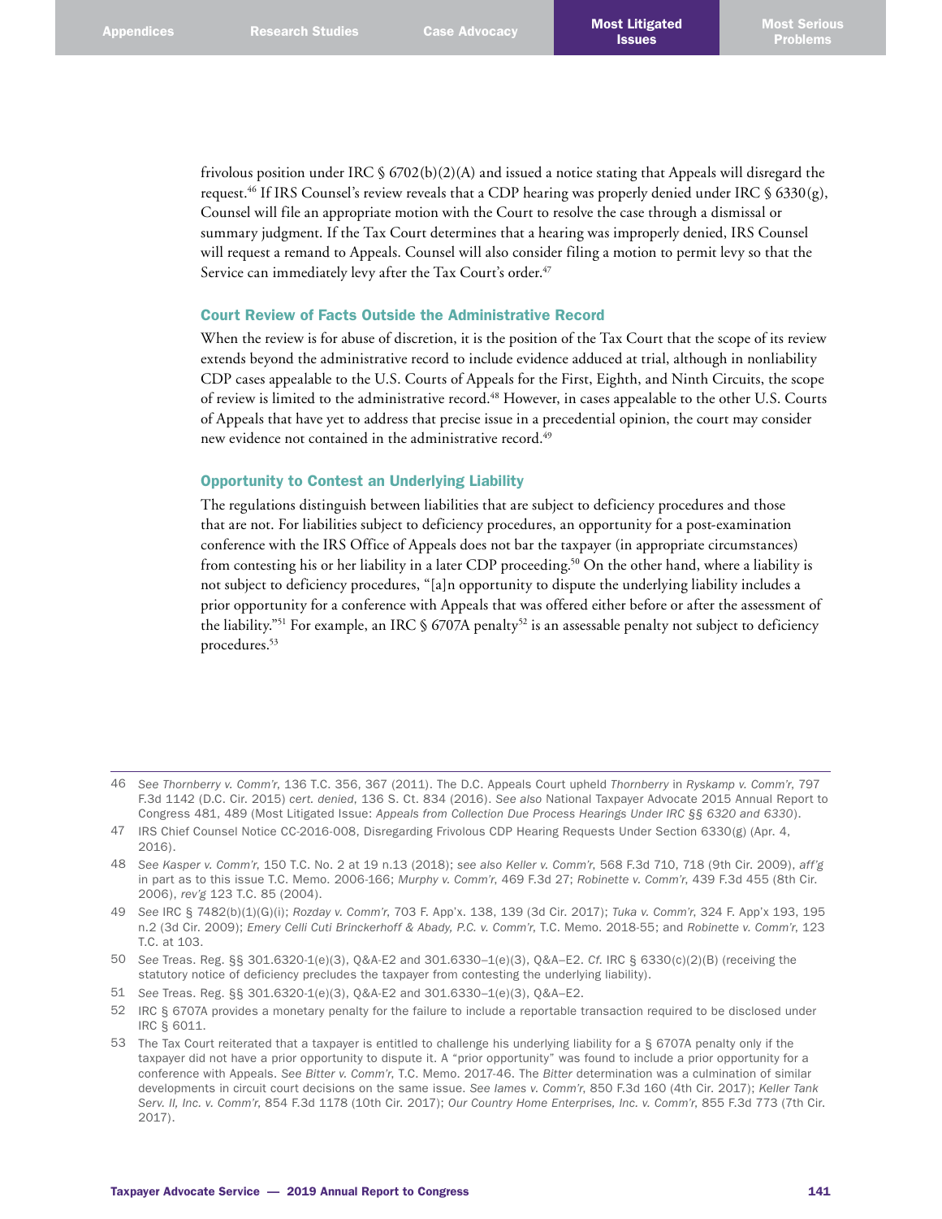frivolous position under IRC § 6702(b)(2)(A) and issued a notice stating that Appeals will disregard the request.[46] If IRS Counsel's review reveals that a CDP hearing was properly denied under IRC § 6330(g), Counsel will file an appropriate motion with the Court to resolve the case through a dismissal or summary judgment. If the Tax Court determines that a hearing was improperly denied, IRS Counsel will request a remand to Appeals. Counsel will also consider filing a motion to permit levy so that the Service can immediately levy after the Tax Court's order.[47]

### Court Review of Facts Outside the Administrative Record

When the review is for abuse of discretion, it is the position of the Tax Court that the scope of its review extends beyond the administrative record to include evidence adduced at trial, although in nonliability CDP cases appealable to the U.S. Courts of Appeals for the First, Eighth, and Ninth Circuits, the scope of review is limited to the administrative record.[48] However, in cases appealable to the other U.S. Courts of Appeals that have yet to address that precise issue in a precedential opinion, the court may consider new evidence not contained in the administrative record.[49]

### Opportunity to Contest an Underlying Liability

The regulations distinguish between liabilities that are subject to deficiency procedures and those that are not. For liabilities subject to deficiency procedures, an opportunity for a post-examination conference with the IRS Office of Appeals does not bar the taxpayer (in appropriate circumstances) from contesting his or her liability in a later CDP proceeding.[50] On the other hand, where a liability is not subject to deficiency procedures, "[a]n opportunity to dispute the underlying liability includes a prior opportunity for a conference with Appeals that was offered either before or after the assessment of the liability."[51] For example, an IRC § 6707A penalty[52] is an assessable penalty not subject to deficiency procedures.[53]

---

46 *See Thornberry v. Comm'r*, 136 T.C. 356, 367 (2011). The D.C. Appeals Court upheld *Thornberry* in *Ryskamp v. Comm'r*, 797 F.3d 1142 (D.C. Cir. 2015) *cert. denied*, 136 S. Ct. 834 (2016). *See also* National Taxpayer Advocate 2015 Annual Report to Congress 481, 489 (Most Litigated Issue: *Appeals from Collection Due Process Hearings Under IRC §§ 6320 and 6330*).

47 IRS Chief Counsel Notice CC-2016-008, Disregarding Frivolous CDP Hearing Requests Under Section 6330(g) (Apr. 4, 2016).

48 *See Kasper v. Comm'r*, 150 T.C. No. 2 at 19 n.13 (2018); *see also Keller v. Comm'r*, 568 F.3d 710, 718 (9th Cir. 2009), *aff'g* in part as to this issue T.C. Memo. 2006-166; *Murphy v. Comm'r*, 469 F.3d 27; *Robinette v. Comm'r*, 439 F.3d 455 (8th Cir. 2006), *rev'g* 123 T.C. 85 (2004).

49 *See* IRC § 7482(b)(1)(G)(i); *Rozday v. Comm'r*, 703 F. App'x. 138, 139 (3d Cir. 2017); *Tuka v. Comm'r*, 324 F. App'x 193, 195 n.2 (3d Cir. 2009); *Emery Celli Cuti Brinckerhoff & Abady, P.C. v. Comm'r*, T.C. Memo. 2018-55; and *Robinette v. Comm'r*, 123 T.C. at 103.

50 *See* Treas. Reg. §§ 301.6320-1(e)(3), Q&A-E2 and 301.6330–1(e)(3), Q&A–E2. *Cf.* IRC § 6330(c)(2)(B) (receiving the statutory notice of deficiency precludes the taxpayer from contesting the underlying liability).

51 *See* Treas. Reg. §§ 301.6320-1(e)(3), Q&A-E2 and 301.6330–1(e)(3), Q&A–E2.

52 IRC § 6707A provides a monetary penalty for the failure to include a reportable transaction required to be disclosed under IRC § 6011.

53 The Tax Court reiterated that a taxpayer is entitled to challenge his underlying liability for a § 6707A penalty only if the taxpayer did not have a prior opportunity to dispute it. A "prior opportunity" was found to include a prior opportunity for a conference with Appeals. *See Bitter v. Comm'r*, T.C. Memo. 2017-46. The *Bitter* determination was a culmination of similar developments in circuit court decisions on the same issue. *See Iames v. Comm'r*, 850 F.3d 160 (4th Cir. 2017); *Keller Tank Serv. II, Inc. v. Comm'r*, 854 F.3d 1178 (10th Cir. 2017); *Our Country Home Enterprises, Inc. v. Comm'r*, 855 F.3d 773 (7th Cir. 2017).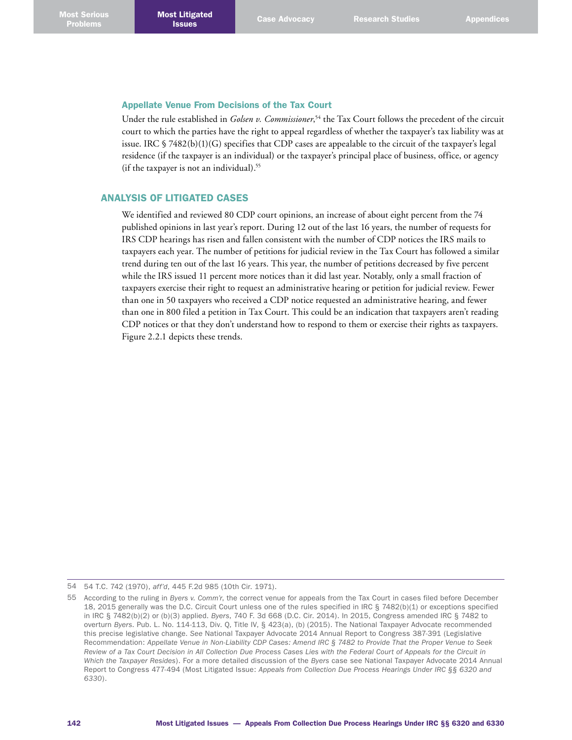### Appellate Venue From Decisions of the Tax Court

Under the rule established in *Golsen v. Commissioner*,[54] the Tax Court follows the precedent of the circuit court to which the parties have the right to appeal regardless of whether the taxpayer's tax liability was at issue. IRC § 7482(b)(1)(G) specifies that CDP cases are appealable to the circuit of the taxpayer's legal residence (if the taxpayer is an individual) or the taxpayer's principal place of business, office, or agency (if the taxpayer is not an individual).[55]

## ANALYSIS OF LITIGATED CASES

We identified and reviewed 80 CDP court opinions, an increase of about eight percent from the 74 published opinions in last year's report. During 12 out of the last 16 years, the number of requests for IRS CDP hearings has risen and fallen consistent with the number of CDP notices the IRS mails to taxpayers each year. The number of petitions for judicial review in the Tax Court has followed a similar trend during ten out of the last 16 years. This year, the number of petitions decreased by five percent while the IRS issued 11 percent more notices than it did last year. Notably, only a small fraction of taxpayers exercise their right to request an administrative hearing or petition for judicial review. Fewer than one in 50 taxpayers who received a CDP notice requested an administrative hearing, and fewer than one in 800 filed a petition in Tax Court. This could be an indication that taxpayers aren't reading CDP notices or that they don't understand how to respond to them or exercise their rights as taxpayers. Figure 2.2.1 depicts these trends.

---

54 54 T.C. 742 (1970), *aff'd*, 445 F.2d 985 (10th Cir. 1971).

55 According to the ruling in *Byers v. Comm'r*, the correct venue for appeals from the Tax Court in cases filed before December 18, 2015 generally was the D.C. Circuit Court unless one of the rules specified in IRC § 7482(b)(1) or exceptions specified in IRC § 7482(b)(2) or (b)(3) applied. *Byers*, 740 F. 3d 668 (D.C. Cir. 2014). In 2015, Congress amended IRC § 7482 to overturn *Byers*. Pub. L. No. 114-113, Div. Q, Title IV, § 423(a), (b) (2015). The National Taxpayer Advocate recommended this precise legislative change. *See* National Taxpayer Advocate 2014 Annual Report to Congress 387-391 (Legislative Recommendation: *Appellate Venue in Non-Liability CDP Cases: Amend IRC § 7482 to Provide That the Proper Venue to Seek Review of a Tax Court Decision in All Collection Due Process Cases Lies with the Federal Court of Appeals for the Circuit in Which the Taxpayer Resides*). For a more detailed discussion of the *Byers* case see National Taxpayer Advocate 2014 Annual Report to Congress 477-494 (Most Litigated Issue: *Appeals from Collection Due Process Hearings Under IRC §§ 6320 and 6330*).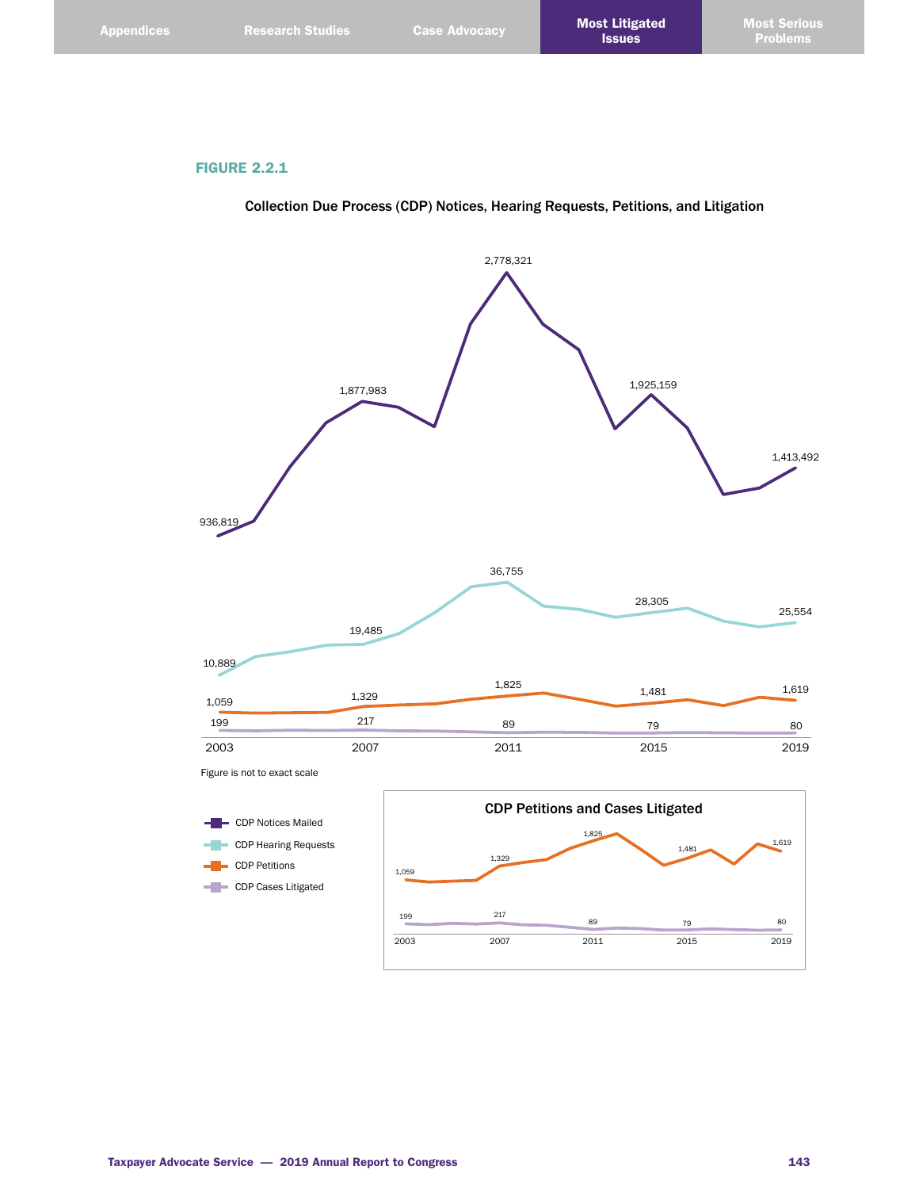**FIGURE 2.2.1**

**Collection Due Process (CDP) Notices, Hearing Requests, Petitions, and Litigation**

| Year | CDP Notices Mailed | CDP Hearing Requests | CDP Petitions | CDP Cases Litigated |
|---|---|---|---|---|
| 2003 | 936,819 | 10,889 | 1,059 | 199 |
| 2007 | 1,877,983 | 19,485 | 1,329 | 217 |
| 2011 | 2,778,321 | 36,755 | 1,825 | 89 |
| 2015 | 1,925,159 | 28,305 | 1,481 | 79 |
| 2019 | 1,413,492 | 25,554 | 1,619 | 80 |

Figure is not to exact scale

**CDP Petitions and Cases Litigated**

| Year | CDP Petitions | CDP Cases Litigated |
|---|---|---|
| 2003 | 1,059 | 199 |
| 2007 | 1,329 | 217 |
| 2011 | 1,825 | 89 |
| 2015 | 1,481 | 79 |
| 2019 | 1,619 | 80 |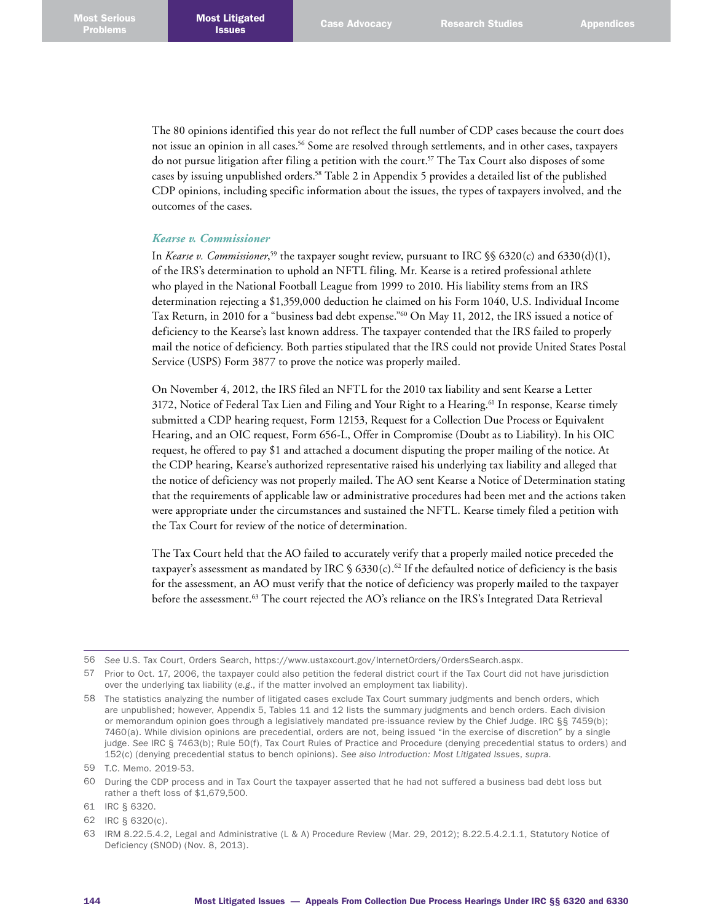The 80 opinions identified this year do not reflect the full number of CDP cases because the court does not issue an opinion in all cases.[56] Some are resolved through settlements, and in other cases, taxpayers do not pursue litigation after filing a petition with the court.[57] The Tax Court also disposes of some cases by issuing unpublished orders.[58] Table 2 in Appendix 5 provides a detailed list of the published CDP opinions, including specific information about the issues, the types of taxpayers involved, and the outcomes of the cases.

### *Kearse v. Commissioner*

In *Kearse v. Commissioner*,[59] the taxpayer sought review, pursuant to IRC §§ 6320(c) and 6330(d)(1), of the IRS's determination to uphold an NFTL filing. Mr. Kearse is a retired professional athlete who played in the National Football League from 1999 to 2010. His liability stems from an IRS determination rejecting a $1,359,000 deduction he claimed on his Form 1040, U.S. Individual Income Tax Return, in 2010 for a "business bad debt expense."[60] On May 11, 2012, the IRS issued a notice of deficiency to the Kearse's last known address. The taxpayer contended that the IRS failed to properly mail the notice of deficiency. Both parties stipulated that the IRS could not provide United States Postal Service (USPS) Form 3877 to prove the notice was properly mailed.

On November 4, 2012, the IRS filed an NFTL for the 2010 tax liability and sent Kearse a Letter 3172, Notice of Federal Tax Lien and Filing and Your Right to a Hearing.[61] In response, Kearse timely submitted a CDP hearing request, Form 12153, Request for a Collection Due Process or Equivalent Hearing, and an OIC request, Form 656-L, Offer in Compromise (Doubt as to Liability). In his OIC request, he offered to pay $1 and attached a document disputing the proper mailing of the notice. At the CDP hearing, Kearse's authorized representative raised his underlying tax liability and alleged that the notice of deficiency was not properly mailed. The AO sent Kearse a Notice of Determination stating that the requirements of applicable law or administrative procedures had been met and the actions taken were appropriate under the circumstances and sustained the NFTL. Kearse timely filed a petition with the Tax Court for review of the notice of determination.

The Tax Court held that the AO failed to accurately verify that a properly mailed notice preceded the taxpayer's assessment as mandated by IRC § 6330(c).[62] If the defaulted notice of deficiency is the basis for the assessment, an AO must verify that the notice of deficiency was properly mailed to the taxpayer before the assessment.[63] The court rejected the AO's reliance on the IRS's Integrated Data Retrieval

---

56 *See* U.S. Tax Court, Orders Search, https://www.ustaxcourt.gov/InternetOrders/OrdersSearch.aspx.

57 Prior to Oct. 17, 2006, the taxpayer could also petition the federal district court if the Tax Court did not have jurisdiction over the underlying tax liability (*e.g.*, if the matter involved an employment tax liability).

58 The statistics analyzing the number of litigated cases exclude Tax Court summary judgments and bench orders, which are unpublished; however, Appendix 5, Tables 11 and 12 lists the summary judgments and bench orders. Each division or memorandum opinion goes through a legislatively mandated pre-issuance review by the Chief Judge. IRC §§ 7459(b); 7460(a). While division opinions are precedential, orders are not, being issued "in the exercise of discretion" by a single judge. *See* IRC § 7463(b); Rule 50(f), Tax Court Rules of Practice and Procedure (denying precedential status to orders) and 152(c) (denying precedential status to bench opinions). *See also Introduction: Most Litigated Issues*, *supra*.

59 T.C. Memo. 2019-53.

60 During the CDP process and in Tax Court the taxpayer asserted that he had not suffered a business bad debt loss but rather a theft loss of $1,679,500.

61 IRC § 6320.

62 IRC § 6320(c).

63 IRM 8.22.5.4.2, Legal and Administrative (L & A) Procedure Review (Mar. 29, 2012); 8.22.5.4.2.1.1, Statutory Notice of Deficiency (SNOD) (Nov. 8, 2013).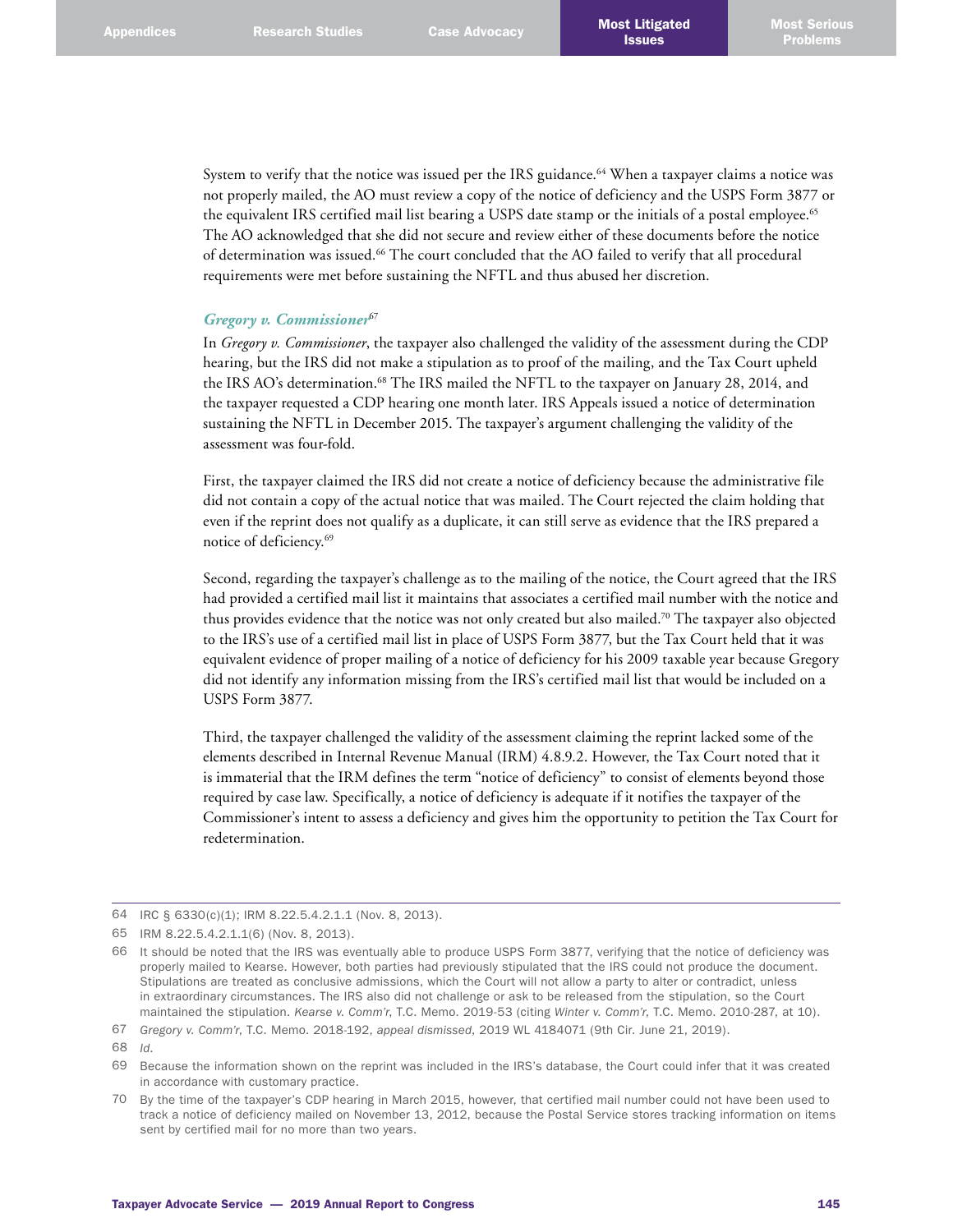System to verify that the notice was issued per the IRS guidance.[64] When a taxpayer claims a notice was not properly mailed, the AO must review a copy of the notice of deficiency and the USPS Form 3877 or the equivalent IRS certified mail list bearing a USPS date stamp or the initials of a postal employee.[65] The AO acknowledged that she did not secure and review either of these documents before the notice of determination was issued.[66] The court concluded that the AO failed to verify that all procedural requirements were met before sustaining the NFTL and thus abused her discretion.

### *Gregory v. Commissioner*[67]

In *Gregory v. Commissioner*, the taxpayer also challenged the validity of the assessment during the CDP hearing, but the IRS did not make a stipulation as to proof of the mailing, and the Tax Court upheld the IRS AO's determination.[68] The IRS mailed the NFTL to the taxpayer on January 28, 2014, and the taxpayer requested a CDP hearing one month later. IRS Appeals issued a notice of determination sustaining the NFTL in December 2015. The taxpayer's argument challenging the validity of the assessment was four-fold.

First, the taxpayer claimed the IRS did not create a notice of deficiency because the administrative file did not contain a copy of the actual notice that was mailed. The Court rejected the claim holding that even if the reprint does not qualify as a duplicate, it can still serve as evidence that the IRS prepared a notice of deficiency.[69]

Second, regarding the taxpayer's challenge as to the mailing of the notice, the Court agreed that the IRS had provided a certified mail list it maintains that associates a certified mail number with the notice and thus provides evidence that the notice was not only created but also mailed.[70] The taxpayer also objected to the IRS's use of a certified mail list in place of USPS Form 3877, but the Tax Court held that it was equivalent evidence of proper mailing of a notice of deficiency for his 2009 taxable year because Gregory did not identify any information missing from the IRS's certified mail list that would be included on a USPS Form 3877.

Third, the taxpayer challenged the validity of the assessment claiming the reprint lacked some of the elements described in Internal Revenue Manual (IRM) 4.8.9.2. However, the Tax Court noted that it is immaterial that the IRM defines the term "notice of deficiency" to consist of elements beyond those required by case law. Specifically, a notice of deficiency is adequate if it notifies the taxpayer of the Commissioner's intent to assess a deficiency and gives him the opportunity to petition the Tax Court for redetermination.

---

64 IRC § 6330(c)(1); IRM 8.22.5.4.2.1.1 (Nov. 8, 2013).

65 IRM 8.22.5.4.2.1.1(6) (Nov. 8, 2013).

66 It should be noted that the IRS was eventually able to produce USPS Form 3877, verifying that the notice of deficiency was properly mailed to Kearse. However, both parties had previously stipulated that the IRS could not produce the document. Stipulations are treated as conclusive admissions, which the Court will not allow a party to alter or contradict, unless in extraordinary circumstances. The IRS also did not challenge or ask to be released from the stipulation, so the Court maintained the stipulation. *Kearse v. Comm'r*, T.C. Memo. 2019-53 (citing *Winter v. Comm'r*, T.C. Memo. 2010-287, at 10).

67 *Gregory v. Comm'r*, T.C. Memo. 2018-192, *appeal dismissed*, 2019 WL 4184071 (9th Cir. June 21, 2019).

68 *Id.*

69 Because the information shown on the reprint was included in the IRS's database, the Court could infer that it was created in accordance with customary practice.

70 By the time of the taxpayer's CDP hearing in March 2015, however, that certified mail number could not have been used to track a notice of deficiency mailed on November 13, 2012, because the Postal Service stores tracking information on items sent by certified mail for no more than two years.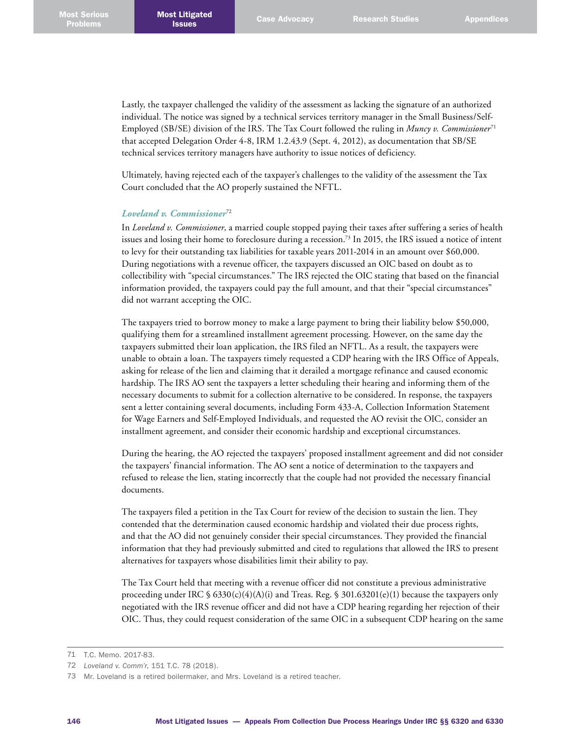Lastly, the taxpayer challenged the validity of the assessment as lacking the signature of an authorized individual. The notice was signed by a technical services territory manager in the Small Business/Self-Employed (SB/SE) division of the IRS. The Tax Court followed the ruling in *Muncy v. Commissioner*[71] that accepted Delegation Order 4-8, IRM 1.2.43.9 (Sept. 4, 2012), as documentation that SB/SE technical services territory managers have authority to issue notices of deficiency.

Ultimately, having rejected each of the taxpayer's challenges to the validity of the assessment the Tax Court concluded that the AO properly sustained the NFTL.

### *Loveland v. Commissioner*[72]

In *Loveland v. Commissioner*, a married couple stopped paying their taxes after suffering a series of health issues and losing their home to foreclosure during a recession.[73] In 2015, the IRS issued a notice of intent to levy for their outstanding tax liabilities for taxable years 2011-2014 in an amount over $60,000. During negotiations with a revenue officer, the taxpayers discussed an OIC based on doubt as to collectibility with "special circumstances." The IRS rejected the OIC stating that based on the financial information provided, the taxpayers could pay the full amount, and that their "special circumstances" did not warrant accepting the OIC.

The taxpayers tried to borrow money to make a large payment to bring their liability below $50,000, qualifying them for a streamlined installment agreement processing. However, on the same day the taxpayers submitted their loan application, the IRS filed an NFTL. As a result, the taxpayers were unable to obtain a loan. The taxpayers timely requested a CDP hearing with the IRS Office of Appeals, asking for release of the lien and claiming that it derailed a mortgage refinance and caused economic hardship. The IRS AO sent the taxpayers a letter scheduling their hearing and informing them of the necessary documents to submit for a collection alternative to be considered. In response, the taxpayers sent a letter containing several documents, including Form 433-A, Collection Information Statement for Wage Earners and Self-Employed Individuals, and requested the AO revisit the OIC, consider an installment agreement, and consider their economic hardship and exceptional circumstances.

During the hearing, the AO rejected the taxpayers' proposed installment agreement and did not consider the taxpayers' financial information. The AO sent a notice of determination to the taxpayers and refused to release the lien, stating incorrectly that the couple had not provided the necessary financial documents.

The taxpayers filed a petition in the Tax Court for review of the decision to sustain the lien. They contended that the determination caused economic hardship and violated their due process rights, and that the AO did not genuinely consider their special circumstances. They provided the financial information that they had previously submitted and cited to regulations that allowed the IRS to present alternatives for taxpayers whose disabilities limit their ability to pay.

The Tax Court held that meeting with a revenue officer did not constitute a previous administrative proceeding under IRC § 6330(c)(4)(A)(i) and Treas. Reg. § 301.63201(e)(1) because the taxpayers only negotiated with the IRS revenue officer and did not have a CDP hearing regarding her rejection of their OIC. Thus, they could request consideration of the same OIC in a subsequent CDP hearing on the same

---

71 T.C. Memo. 2017-83.

72 *Loveland v. Comm'r*, 151 T.C. 78 (2018).

73 Mr. Loveland is a retired boilermaker, and Mrs. Loveland is a retired teacher.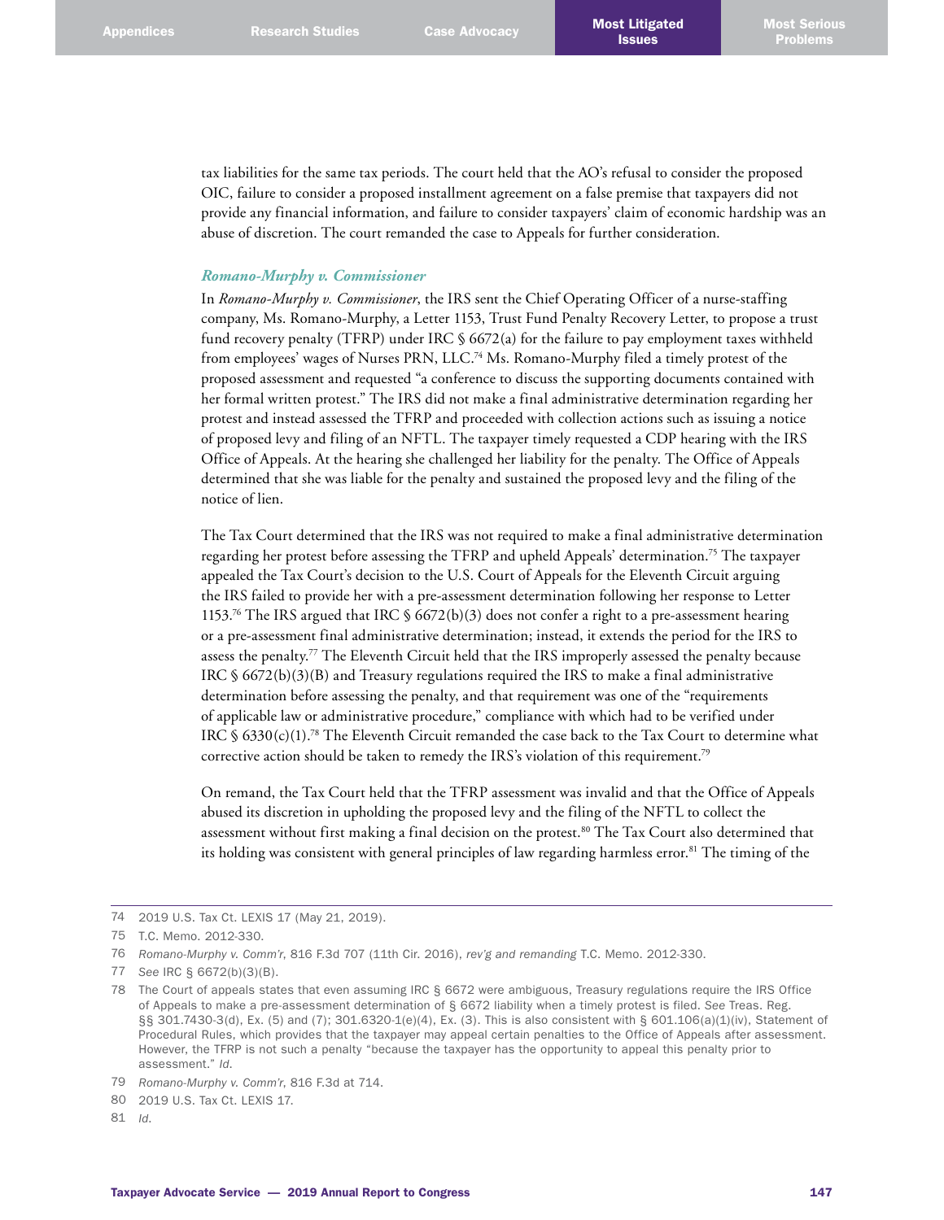tax liabilities for the same tax periods. The court held that the AO's refusal to consider the proposed OIC, failure to consider a proposed installment agreement on a false premise that taxpayers did not provide any financial information, and failure to consider taxpayers' claim of economic hardship was an abuse of discretion. The court remanded the case to Appeals for further consideration.

### *Romano-Murphy v. Commissioner*

In *Romano-Murphy v. Commissioner*, the IRS sent the Chief Operating Officer of a nurse-staffing company, Ms. Romano-Murphy, a Letter 1153, Trust Fund Penalty Recovery Letter, to propose a trust fund recovery penalty (TFRP) under IRC § 6672(a) for the failure to pay employment taxes withheld from employees' wages of Nurses PRN, LLC.[74] Ms. Romano-Murphy filed a timely protest of the proposed assessment and requested "a conference to discuss the supporting documents contained with her formal written protest." The IRS did not make a final administrative determination regarding her protest and instead assessed the TFRP and proceeded with collection actions such as issuing a notice of proposed levy and filing of an NFTL. The taxpayer timely requested a CDP hearing with the IRS Office of Appeals. At the hearing she challenged her liability for the penalty. The Office of Appeals determined that she was liable for the penalty and sustained the proposed levy and the filing of the notice of lien.

The Tax Court determined that the IRS was not required to make a final administrative determination regarding her protest before assessing the TFRP and upheld Appeals' determination.[75] The taxpayer appealed the Tax Court's decision to the U.S. Court of Appeals for the Eleventh Circuit arguing the IRS failed to provide her with a pre-assessment determination following her response to Letter 1153.[76] The IRS argued that IRC § 6672(b)(3) does not confer a right to a pre-assessment hearing or a pre-assessment final administrative determination; instead, it extends the period for the IRS to assess the penalty.[77] The Eleventh Circuit held that the IRS improperly assessed the penalty because IRC § 6672(b)(3)(B) and Treasury regulations required the IRS to make a final administrative determination before assessing the penalty, and that requirement was one of the "requirements of applicable law or administrative procedure," compliance with which had to be verified under IRC § 6330(c)(1).[78] The Eleventh Circuit remanded the case back to the Tax Court to determine what corrective action should be taken to remedy the IRS's violation of this requirement.[79]

On remand, the Tax Court held that the TFRP assessment was invalid and that the Office of Appeals abused its discretion in upholding the proposed levy and the filing of the NFTL to collect the assessment without first making a final decision on the protest.[80] The Tax Court also determined that its holding was consistent with general principles of law regarding harmless error.[81] The timing of the

---

74 2019 U.S. Tax Ct. LEXIS 17 (May 21, 2019).

75 T.C. Memo. 2012-330.

76 *Romano-Murphy v. Comm'r*, 816 F.3d 707 (11th Cir. 2016), *rev'g and remanding* T.C. Memo. 2012-330.

77 *See* IRC § 6672(b)(3)(B).

78 The Court of appeals states that even assuming IRC § 6672 were ambiguous, Treasury regulations require the IRS Office of Appeals to make a pre-assessment determination of § 6672 liability when a timely protest is filed. *See* Treas. Reg. §§ 301.7430-3(d), Ex. (5) and (7); 301.6320-1(e)(4), Ex. (3). This is also consistent with § 601.106(a)(1)(iv), Statement of Procedural Rules, which provides that the taxpayer may appeal certain penalties to the Office of Appeals after assessment. However, the TFRP is not such a penalty "because the taxpayer has the opportunity to appeal this penalty prior to assessment." *Id.*

79 *Romano-Murphy v. Comm'r*, 816 F.3d at 714.

80 2019 U.S. Tax Ct. LEXIS 17.

81 *Id.*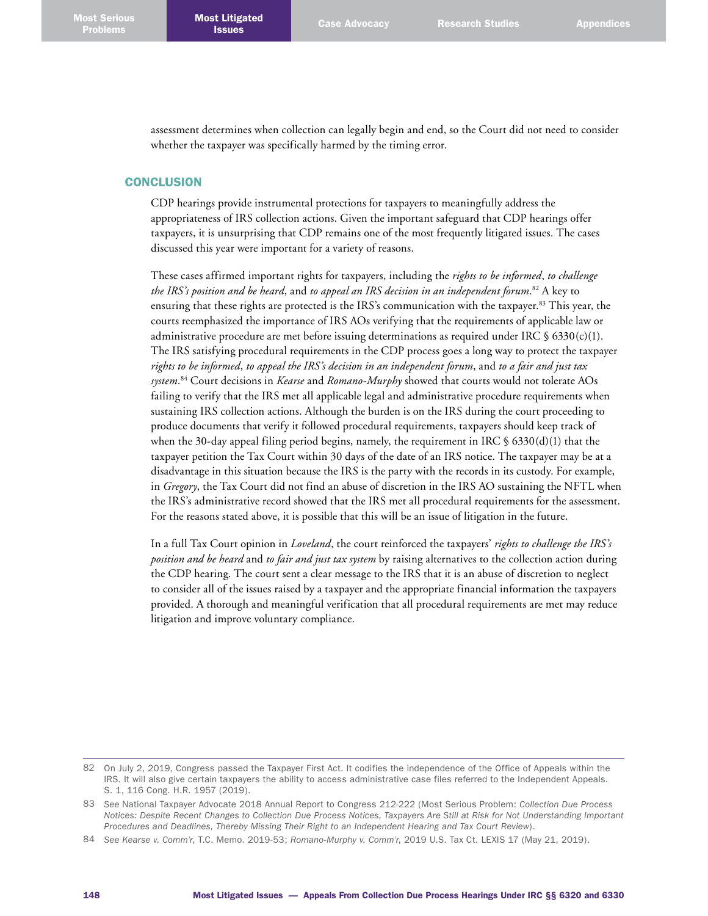assessment determines when collection can legally begin and end, so the Court did not need to consider whether the taxpayer was specifically harmed by the timing error.

## CONCLUSION

CDP hearings provide instrumental protections for taxpayers to meaningfully address the appropriateness of IRS collection actions. Given the important safeguard that CDP hearings offer taxpayers, it is unsurprising that CDP remains one of the most frequently litigated issues. The cases discussed this year were important for a variety of reasons.

These cases affirmed important rights for taxpayers, including the *rights to be informed*, *to challenge the IRS's position and be heard*, and *to appeal an IRS decision in an independent forum*.[82] A key to ensuring that these rights are protected is the IRS's communication with the taxpayer.[83] This year, the courts reemphasized the importance of IRS AOs verifying that the requirements of applicable law or administrative procedure are met before issuing determinations as required under IRC § 6330(c)(1). The IRS satisfying procedural requirements in the CDP process goes a long way to protect the taxpayer *rights to be informed*, *to appeal the IRS's decision in an independent forum*, and *to a fair and just tax system*.[84] Court decisions in *Kearse* and *Romano-Murphy* showed that courts would not tolerate AOs failing to verify that the IRS met all applicable legal and administrative procedure requirements when sustaining IRS collection actions. Although the burden is on the IRS during the court proceeding to produce documents that verify it followed procedural requirements, taxpayers should keep track of when the 30-day appeal filing period begins, namely, the requirement in IRC § 6330(d)(1) that the taxpayer petition the Tax Court within 30 days of the date of an IRS notice. The taxpayer may be at a disadvantage in this situation because the IRS is the party with the records in its custody. For example, in *Gregory*, the Tax Court did not find an abuse of discretion in the IRS AO sustaining the NFTL when the IRS's administrative record showed that the IRS met all procedural requirements for the assessment. For the reasons stated above, it is possible that this will be an issue of litigation in the future.

In a full Tax Court opinion in *Loveland*, the court reinforced the taxpayers' *rights to challenge the IRS's position and be heard* and *to fair and just tax system* by raising alternatives to the collection action during the CDP hearing. The court sent a clear message to the IRS that it is an abuse of discretion to neglect to consider all of the issues raised by a taxpayer and the appropriate financial information the taxpayers provided. A thorough and meaningful verification that all procedural requirements are met may reduce litigation and improve voluntary compliance.

---

82 On July 2, 2019, Congress passed the Taxpayer First Act. It codifies the independence of the Office of Appeals within the IRS. It will also give certain taxpayers the ability to access administrative case files referred to the Independent Appeals. S. 1, 116 Cong. H.R. 1957 (2019).

83 *See* National Taxpayer Advocate 2018 Annual Report to Congress 212-222 (Most Serious Problem: *Collection Due Process Notices: Despite Recent Changes to Collection Due Process Notices, Taxpayers Are Still at Risk for Not Understanding Important Procedures and Deadlines, Thereby Missing Their Right to an Independent Hearing and Tax Court Review*).

84 *See Kearse v. Comm'r*, T.C. Memo. 2019-53; *Romano-Murphy v. Comm'r*, 2019 U.S. Tax Ct. LEXIS 17 (May 21, 2019).